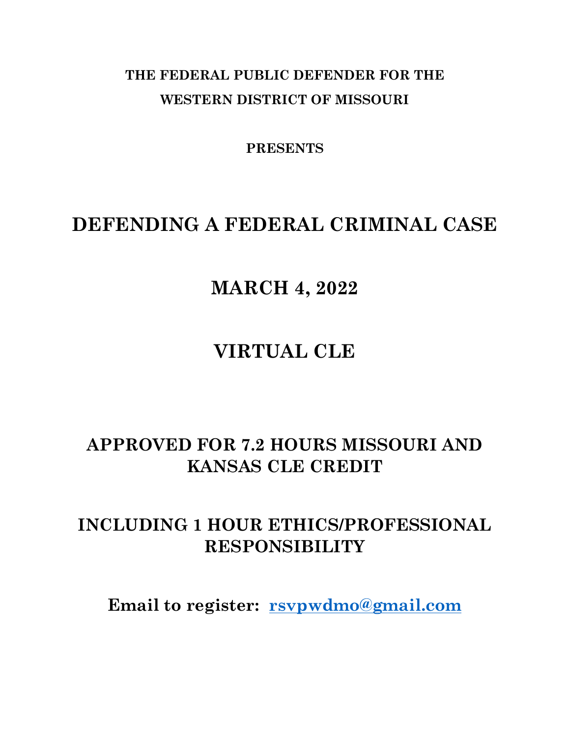**THE FEDERAL PUBLIC DEFENDER FOR THE WESTERN DISTRICT OF MISSOURI**

**PRESENTS**

# DEFENDING A FEDERAL CRIMINAL CASE

## MARCH 4, 2022

## VIRTUAL CLE

## APPROVED FOR 7.2 HOURS MISSOURI AND KANSAS CLE CREDIT

## INCLUDING 1 HOUR ETHICS/PROFESSIONAL RESPONSIBILITY

**Email to register: rsvpwdmo@gmail.com**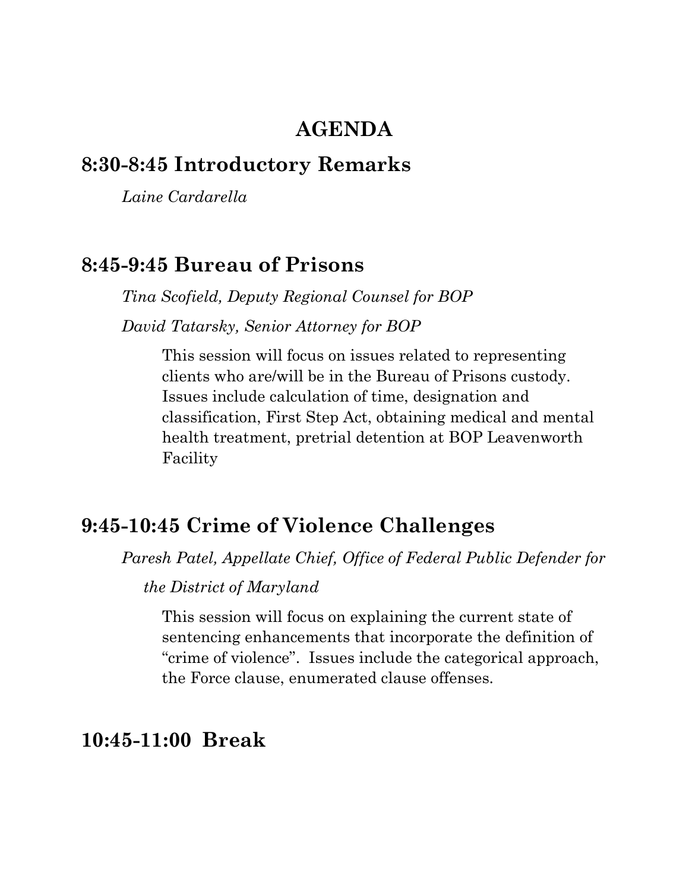# AGENDA

## 8:30-8:45 Introductory Remarks

*Laine Cardarella*

## 8:45-9:45 Bureau of Prisons

*Tina Scofield, Deputy Regional Counsel for BOP*

*David Tatarsky, Senior Attorney for BOP*

This session will focus on issues related to representing clients who are/will be in the Bureau of Prisons custody. Issues include calculation of time, designation and classification, First Step Act, obtaining medical and mental health treatment, pretrial detention at BOP Leavenworth Facility

## 9:45-10:45 Crime of Violence Challenges

*Paresh Patel, Appellate Chief, Office of Federal Public Defender for the District of Maryland*

This session will focus on explaining the current state of sentencing enhancements that incorporate the definition of "crime of violence". Issues include the categorical approach, the Force clause, enumerated clause offenses.

## 10:45-11:00 Break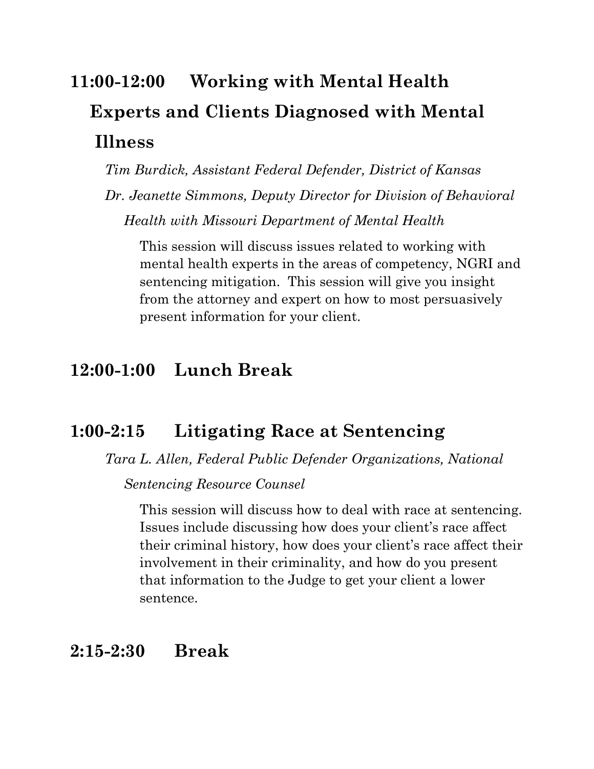## 11:00-12:00 Working with Mental Health Experts and Clients Diagnosed with Mental Illness

*Tim Burdick, Assistant Federal Defender, District of Kansas*

*Dr. Jeanette Simmons, Deputy Director for Division of Behavioral Health with Missouri Department of Mental Health*

This session will discuss issues related to working with mental health experts in the areas of competency, NGRI and sentencing mitigation. This session will give you insight from the attorney and expert on how to most persuasively present information for your client.

## 12:00-1:00 Lunch Break

## 1:00-2:15 Litigating Race at Sentencing

*Tara L. Allen, Federal Public Defender Organizations, National Sentencing Resource Counsel*

This session will discuss how to deal with race at sentencing. Issues include discussing how does your client's race affect their criminal history, how does your client's race affect their involvement in their criminality, and how do you present that information to the Judge to get your client a lower sentence.

## 2:15-2:30 Break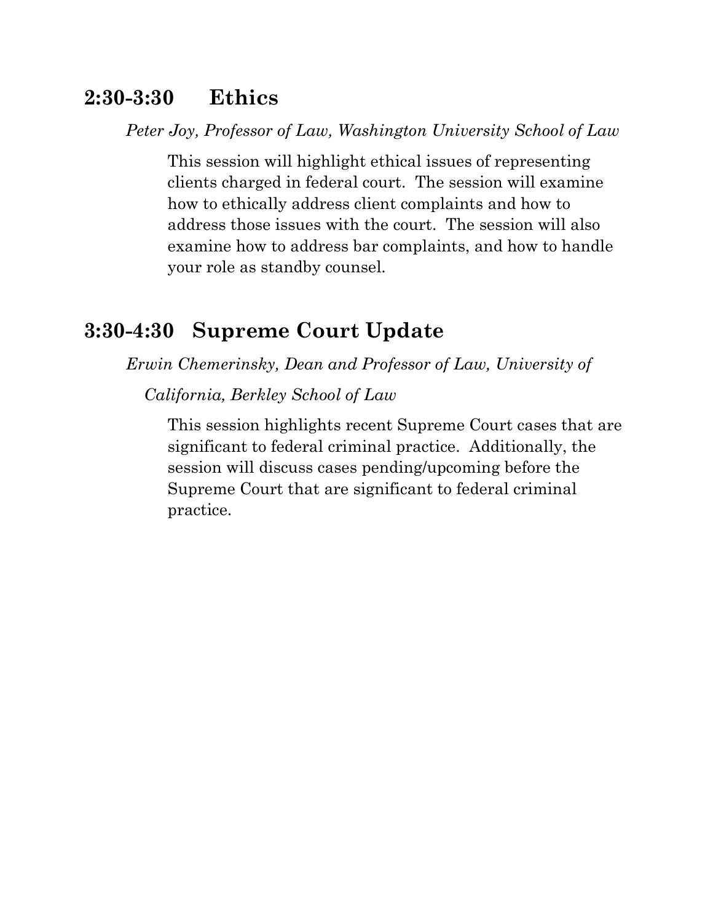## 2:30-3:30 Ethics

*Peter Joy, Professor of Law, Washington University School of Law*

This session will highlight ethical issues of representing clients charged in federal court. The session will examine how to ethically address client complaints and how to address those issues with the court. The session will also examine how to address bar complaints, and how to handle your role as standby counsel.

## 3:30-4:30 Supreme Court Update

*Erwin Chemerinsky, Dean and Professor of Law, University of California, Berkley School of Law*

This session highlights recent Supreme Court cases that are significant to federal criminal practice. Additionally, the session will discuss cases pending/upcoming before the Supreme Court that are significant to federal criminal practice.